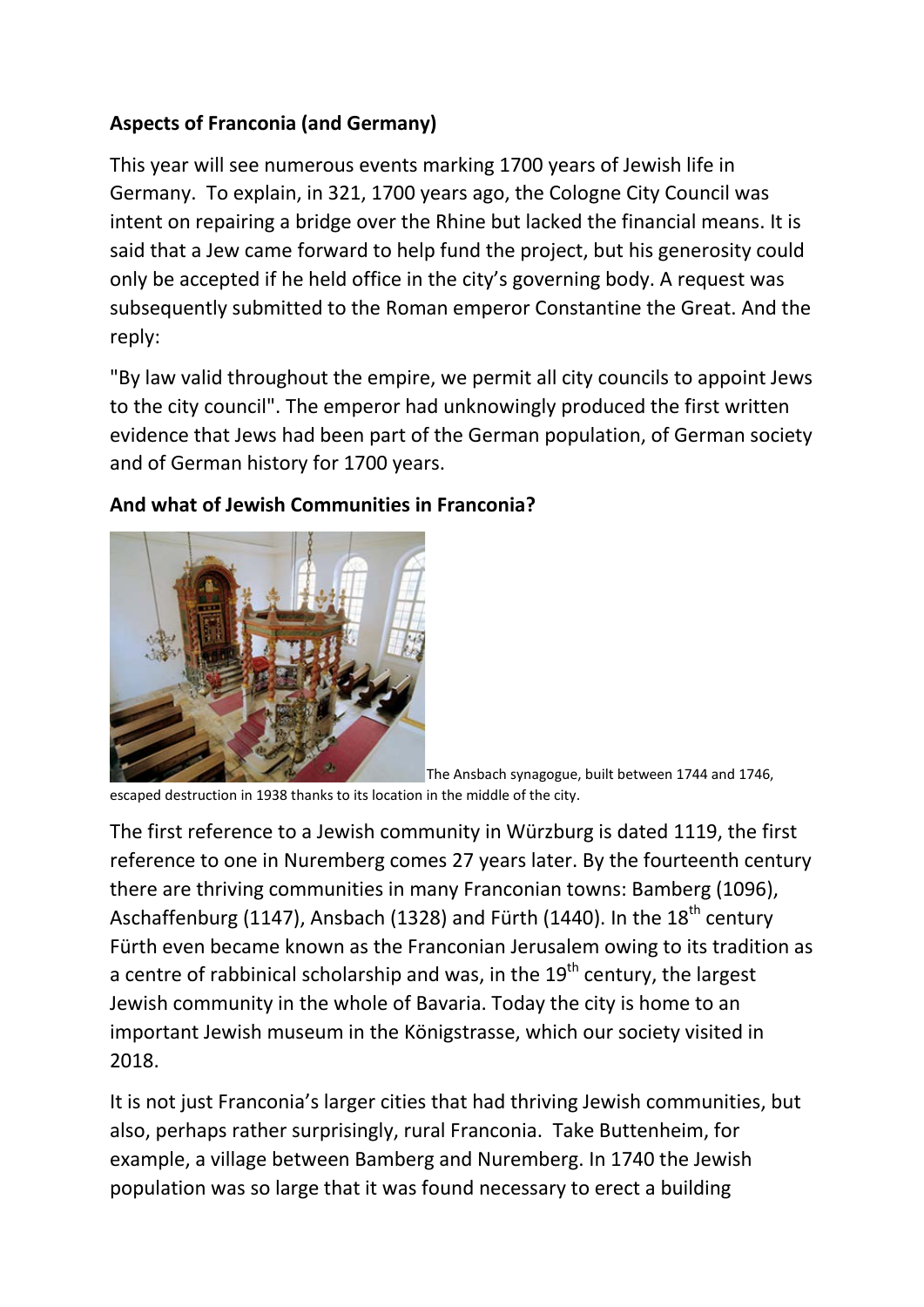**Aspects of Franconia (and Germany)**

This year will see numerous events marking 1700 years of Jewish life in Germany. To explain, in 321, 1700 years ago, the Cologne City Council was intent on repairing a bridge over the Rhine but lacked the financial means. It is said that a Jew came forward to help fund the project, but his generosity could only be accepted if he held office in the city's governing body. A request was subsequently submitted to the Roman emperor Constantine the Great. And the reply:

"By law valid throughout the empire, we permit all city councils to appoint Jews to the city council". The emperor had unknowingly produced the first written evidence that Jews had been part of the German population, of German society and of German history for 1700 years.

**And what of Jewish Communities in Franconia?**

The Ansbach synagogue, built between 1744 and 1746, escaped destruction in 1938 thanks to its location in the middle of the city.

The first reference to a Jewish community in Würzburg is dated 1119, the first reference to one in Nuremberg comes 27 years later. By the fourteenth century there are thriving communities in many Franconian towns: Bamberg (1096), Aschaffenburg (1147), Ansbach (1328) and Fürth (1440). In the 18th century Fürth even became known as the Franconian Jerusalem owing to its tradition as a centre of rabbinical scholarship and was, in the 19th century, the largest Jewish community in the whole of Bavaria. Today the city is home to an important Jewish museum in the Königstrasse, which our society visited in 2018.

It is not just Franconia's larger cities that had thriving Jewish communities, but also, perhaps rather surprisingly, rural Franconia. Take Buttenheim, for example, a village between Bamberg and Nuremberg. In 1740 the Jewish population was so large that it was found necessary to erect a building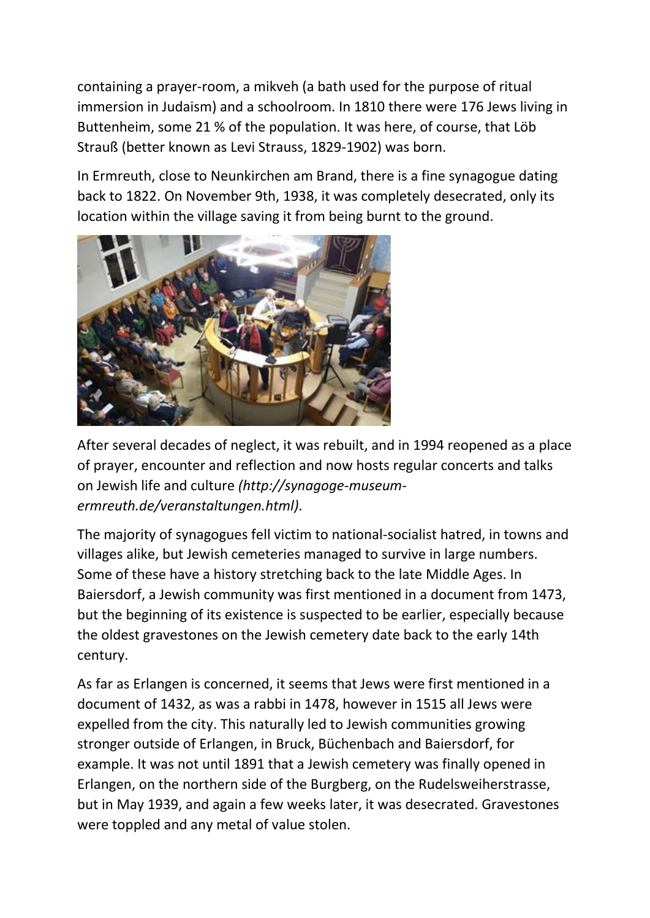containing a prayer-room, a mikveh (a bath used for the purpose of ritual immersion in Judaism) and a schoolroom. In 1810 there were 176 Jews living in Buttenheim, some 21 % of the population. It was here, of course, that Löb Strauß (better known as Levi Strauss, 1829-1902) was born.

In Ermreuth, close to Neunkirchen am Brand, there is a fine synagogue dating back to 1822. On November 9th, 1938, it was completely desecrated, only its location within the village saving it from being burnt to the ground.

After several decades of neglect, it was rebuilt, and in 1994 reopened as a place of prayer, encounter and reflection and now hosts regular concerts and talks on Jewish life and culture *(http://synagoge-museum-ermreuth.de/veranstaltungen.html)*.

The majority of synagogues fell victim to national-socialist hatred, in towns and villages alike, but Jewish cemeteries managed to survive in large numbers. Some of these have a history stretching back to the late Middle Ages. In Baiersdorf, a Jewish community was first mentioned in a document from 1473, but the beginning of its existence is suspected to be earlier, especially because the oldest gravestones on the Jewish cemetery date back to the early 14th century.

As far as Erlangen is concerned, it seems that Jews were first mentioned in a document of 1432, as was a rabbi in 1478, however in 1515 all Jews were expelled from the city. This naturally led to Jewish communities growing stronger outside of Erlangen, in Bruck, Büchenbach and Baiersdorf, for example. It was not until 1891 that a Jewish cemetery was finally opened in Erlangen, on the northern side of the Burgberg, on the Rudelsweiherstrasse, but in May 1939, and again a few weeks later, it was desecrated. Gravestones were toppled and any metal of value stolen.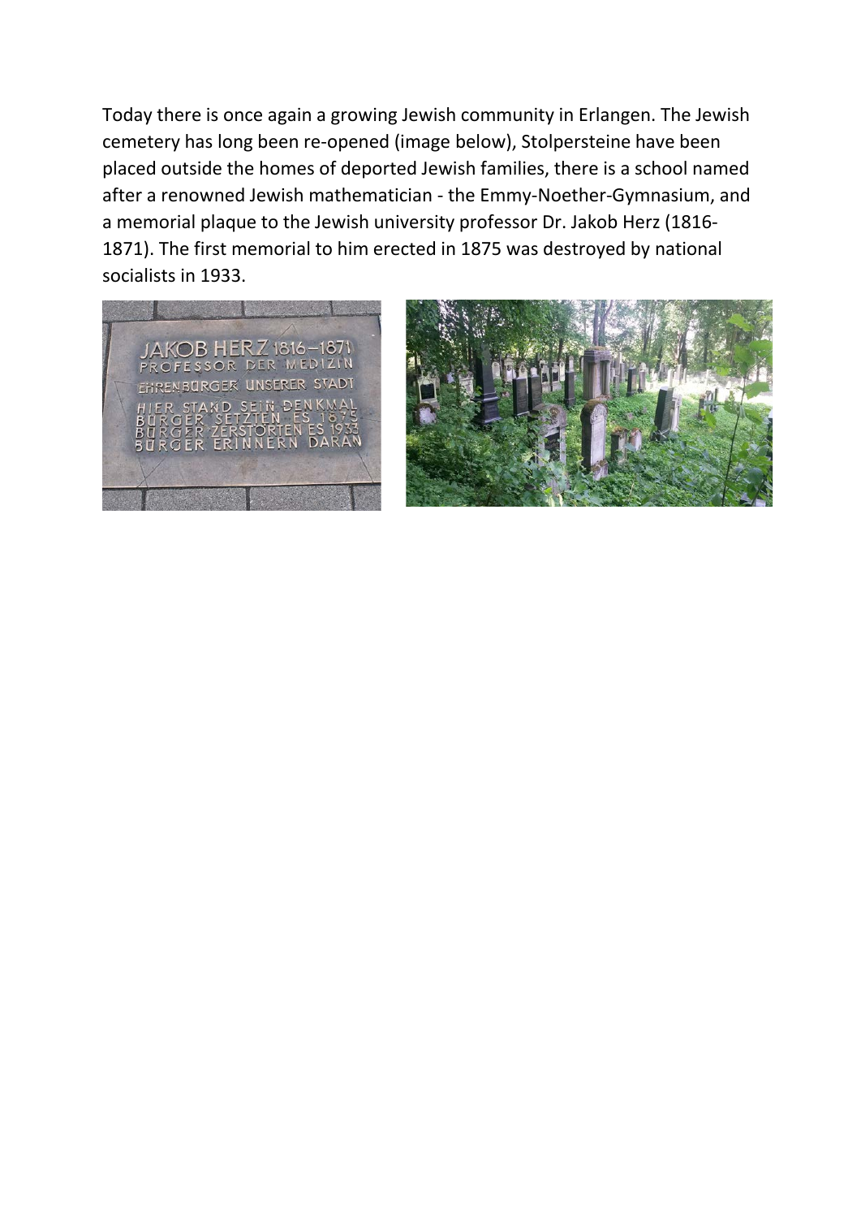Today there is once again a growing Jewish community in Erlangen. The Jewish cemetery has long been re-opened (image below), Stolpersteine have been placed outside the homes of deported Jewish families, there is a school named after a renowned Jewish mathematician - the Emmy-Noether-Gymnasium, and a memorial plaque to the Jewish university professor Dr. Jakob Herz (1816-1871). The first memorial to him erected in 1875 was destroyed by national socialists in 1933.